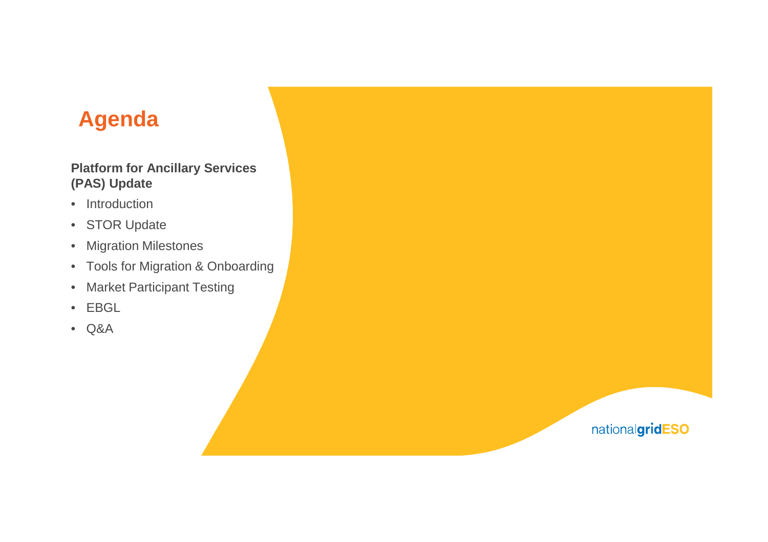# Agenda

**Platform for Ancillary Services (PAS) Update**

- Introduction
- STOR Update
- Migration Milestones
- Tools for Migration & Onboarding
- Market Participant Testing
- EBGL
- Q&A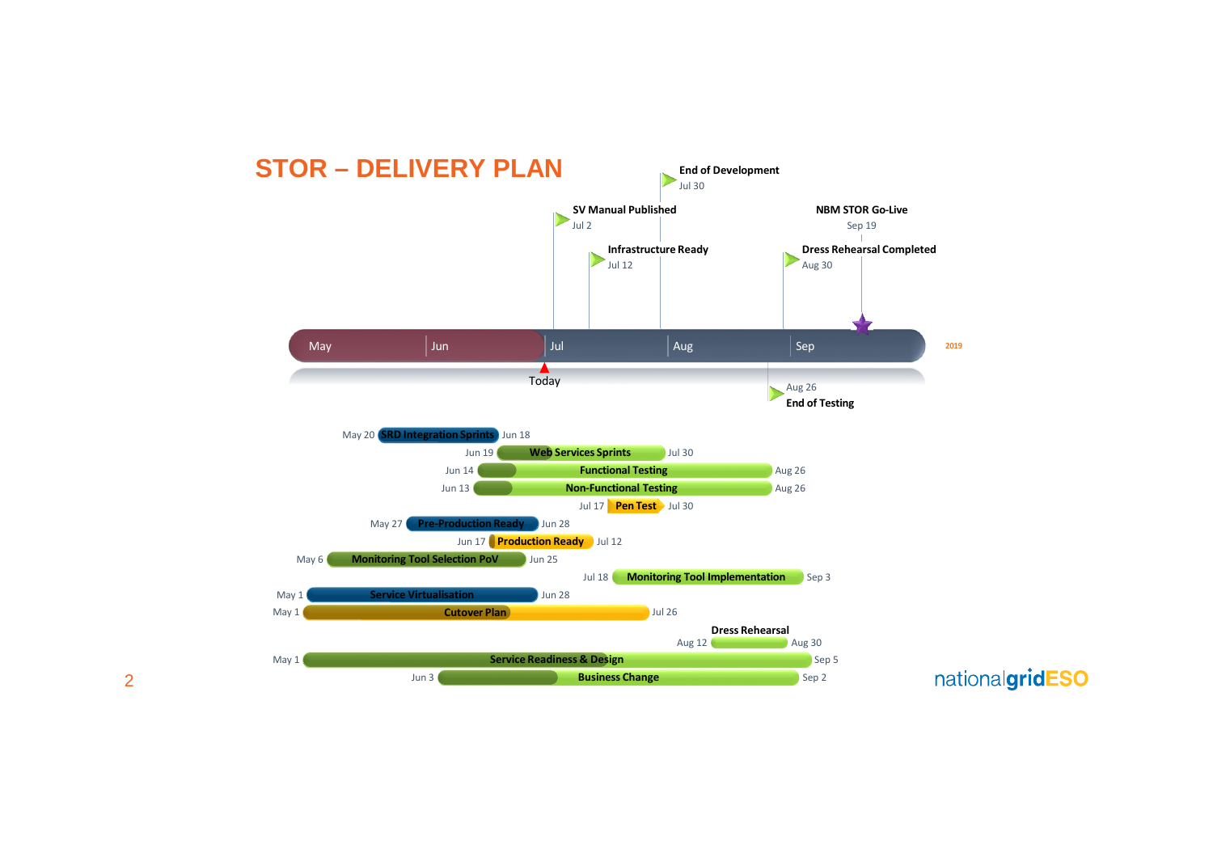# STOR – DELIVERY PLAN

**Milestones (2019)**

| Milestone | Date |
|---|---|
| SV Manual Published | Jul 2 |
| Infrastructure Ready | Jul 12 |
| End of Development | Jul 30 |
| End of Testing | Aug 26 |
| Dress Rehearsal Completed | Aug 30 |
| NBM STOR Go-Live | Sep 19 |

Timeline: May | Jun | Jul | Aug | Sep — 2019 — Today

**Activities**

| Activity | Start | End |
|---|---|---|
| SRD Integration Sprints | May 20 | Jun 18 |
| Web Services Sprints | Jun 19 | Jul 30 |
| Functional Testing | Jun 14 | Aug 26 |
| Non-Functional Testing | Jun 13 | Aug 26 |
| Pen Test | Jul 17 | Jul 30 |
| Pre-Production Ready | May 27 | Jun 28 |
| Production Ready | Jun 17 | Jul 12 |
| Monitoring Tool Selection PoV | May 6 | Jun 25 |
| Monitoring Tool Implementation | Jul 18 | Sep 3 |
| Service Virtualisation | May 1 | Jun 28 |
| Cutover Plan | May 1 | Jul 26 |
| Dress Rehearsal | Aug 12 | Aug 30 |
| Service Readiness & Design | May 1 | Sep 5 |
| Business Change | Jun 3 | Sep 2 |

nationalgridESO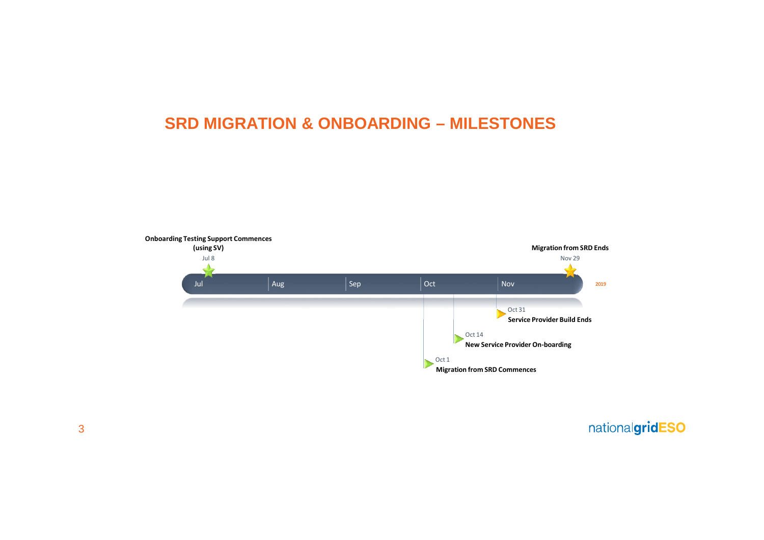# SRD MIGRATION & ONBOARDING – MILESTONES

**Onboarding Testing Support Commences (using SV)**
Jul 8

**Migration from SRD Ends**
Nov 29

Jul | Aug | Sep | Oct | Nov — 2019

Oct 31
**Service Provider Build Ends**

Oct 14
**New Service Provider On-boarding**

Oct 1
**Migration from SRD Commences**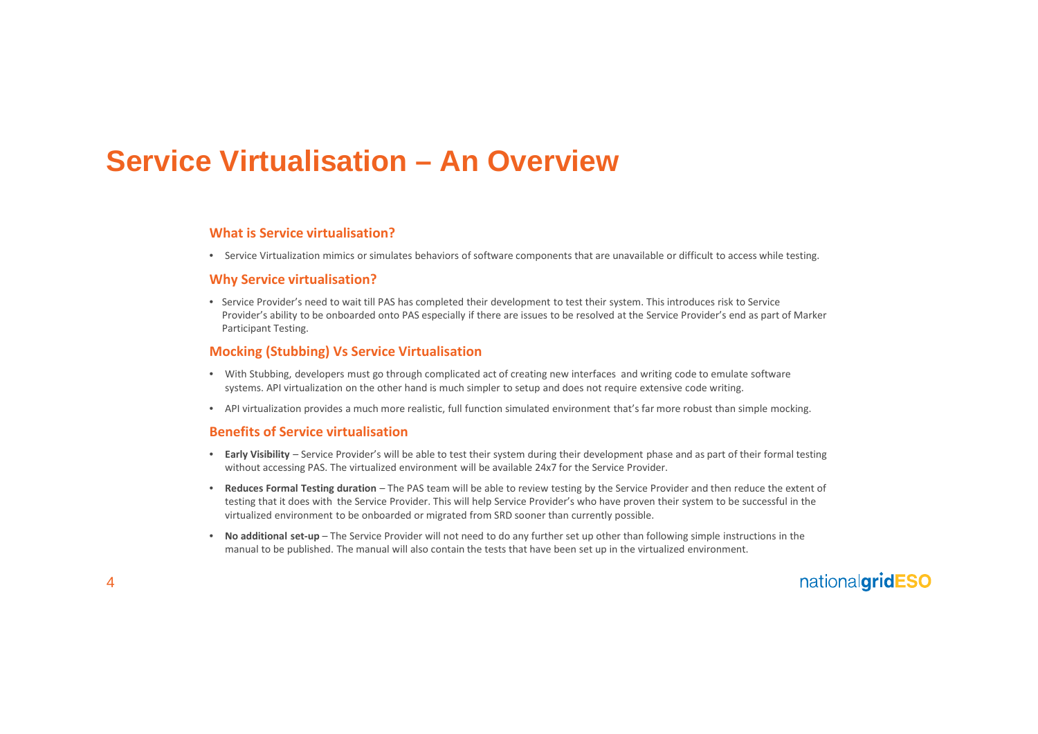# Service Virtualisation – An Overview

### What is Service virtualisation?

- Service Virtualization mimics or simulates behaviors of software components that are unavailable or difficult to access while testing.

### Why Service virtualisation?

- Service Provider's need to wait till PAS has completed their development to test their system. This introduces risk to Service Provider's ability to be onboarded onto PAS especially if there are issues to be resolved at the Service Provider's end as part of Marker Participant Testing.

### Mocking (Stubbing) Vs Service Virtualisation

- With Stubbing, developers must go through complicated act of creating new interfaces and writing code to emulate software systems. API virtualization on the other hand is much simpler to setup and does not require extensive code writing.
- API virtualization provides a much more realistic, full function simulated environment that's far more robust than simple mocking.

### Benefits of Service virtualisation

- **Early Visibility** – Service Provider's will be able to test their system during their development phase and as part of their formal testing without accessing PAS. The virtualized environment will be available 24x7 for the Service Provider.
- **Reduces Formal Testing duration** – The PAS team will be able to review testing by the Service Provider and then reduce the extent of testing that it does with the Service Provider. This will help Service Provider's who have proven their system to be successful in the virtualized environment to be onboarded or migrated from SRD sooner than currently possible.
- **No additional set-up** – The Service Provider will not need to do any further set up other than following simple instructions in the manual to be published. The manual will also contain the tests that have been set up in the virtualized environment.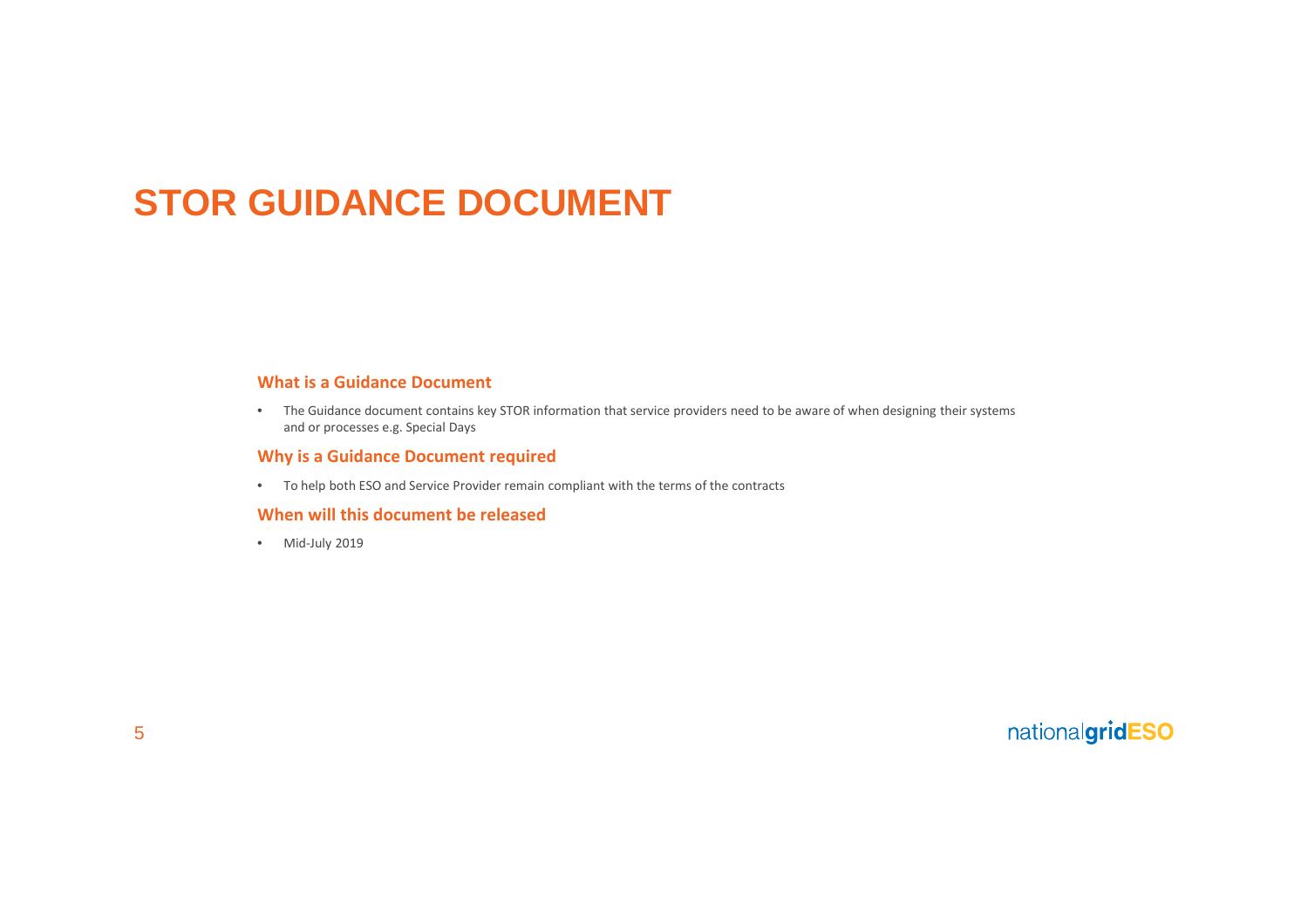# STOR GUIDANCE DOCUMENT

### What is a Guidance Document

- The Guidance document contains key STOR information that service providers need to be aware of when designing their systems and or processes e.g. Special Days

### Why is a Guidance Document required

- To help both ESO and Service Provider remain compliant with the terms of the contracts

### When will this document be released

- Mid-July 2019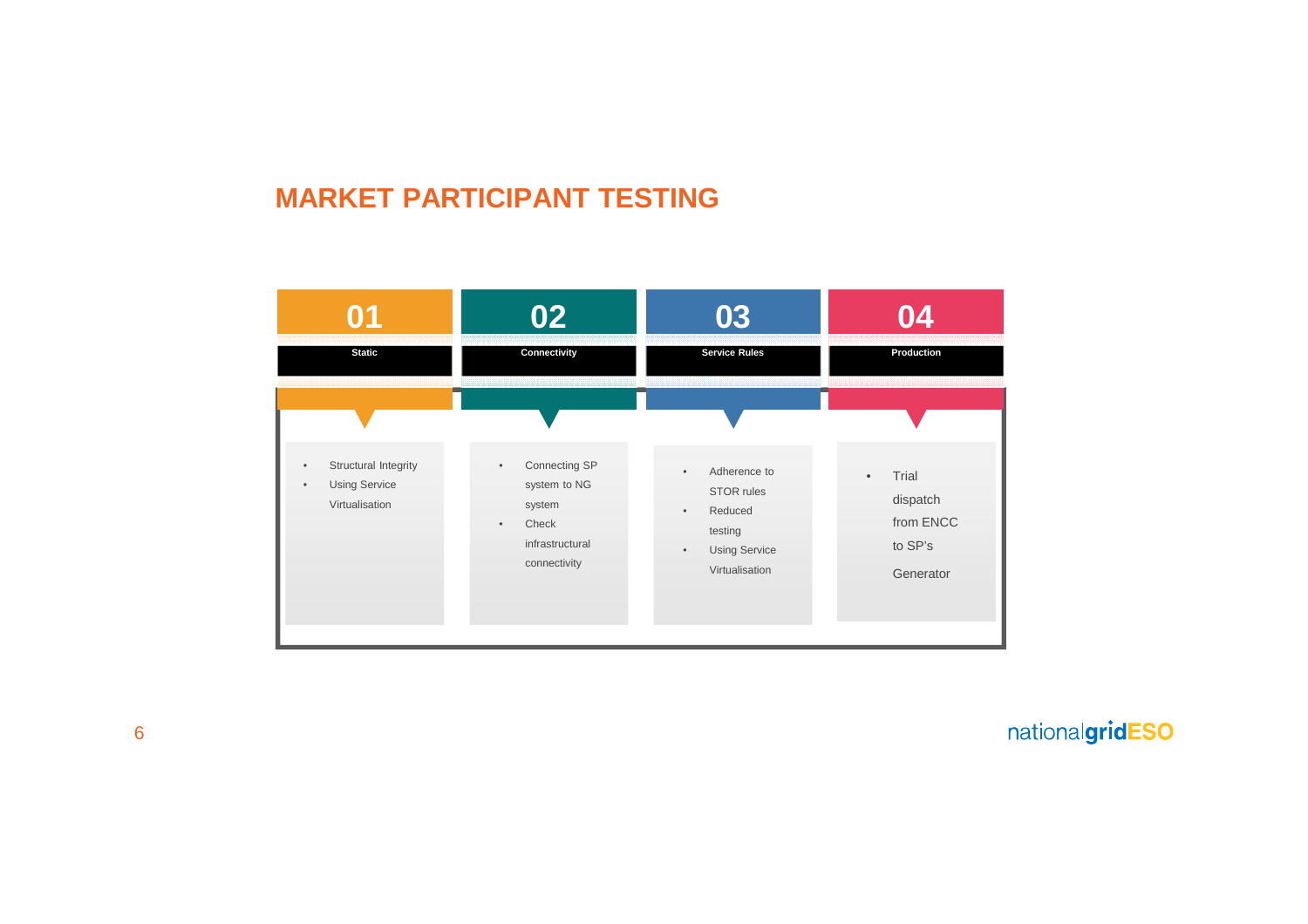# MARKET PARTICIPANT TESTING

## 01 Static

- Structural Integrity
- Using Service Virtualisation

## 02 Connectivity

- Connecting SP system to NG system
- Check infrastructural connectivity

## 03 Service Rules

- Adherence to STOR rules
- Reduced testing
- Using Service Virtualisation

## 04 Production

- Trial dispatch from ENCC to SP's Generator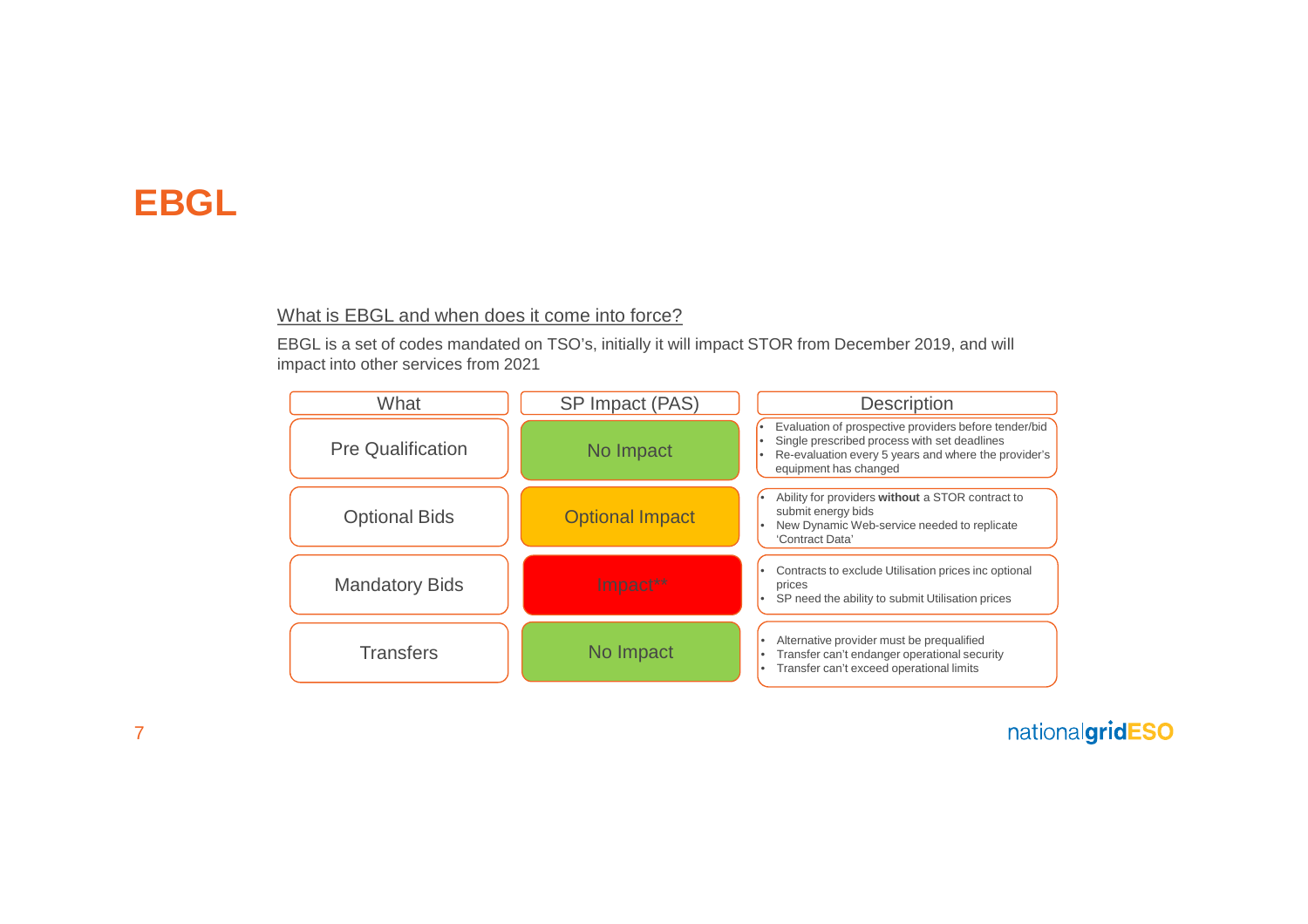# EBGL

<u>What is EBGL and when does it come into force?</u>

EBGL is a set of codes mandated on TSO's, initially it will impact STOR from December 2019, and will impact into other services from 2021

| What | SP Impact (PAS) | Description |
|---|---|---|
| Pre Qualification | No Impact | • Evaluation of prospective providers before tender/bid<br>• Single prescribed process with set deadlines<br>• Re-evaluation every 5 years and where the provider's equipment has changed |
| Optional Bids | Optional Impact | • Ability for providers **without** a STOR contract to submit energy bids<br>• New Dynamic Web-service needed to replicate 'Contract Data' |
| Mandatory Bids | Impact** | • Contracts to exclude Utilisation prices inc optional prices<br>• SP need the ability to submit Utilisation prices |
| Transfers | No Impact | • Alternative provider must be prequalified<br>• Transfer can't endanger operational security<br>• Transfer can't exceed operational limits |